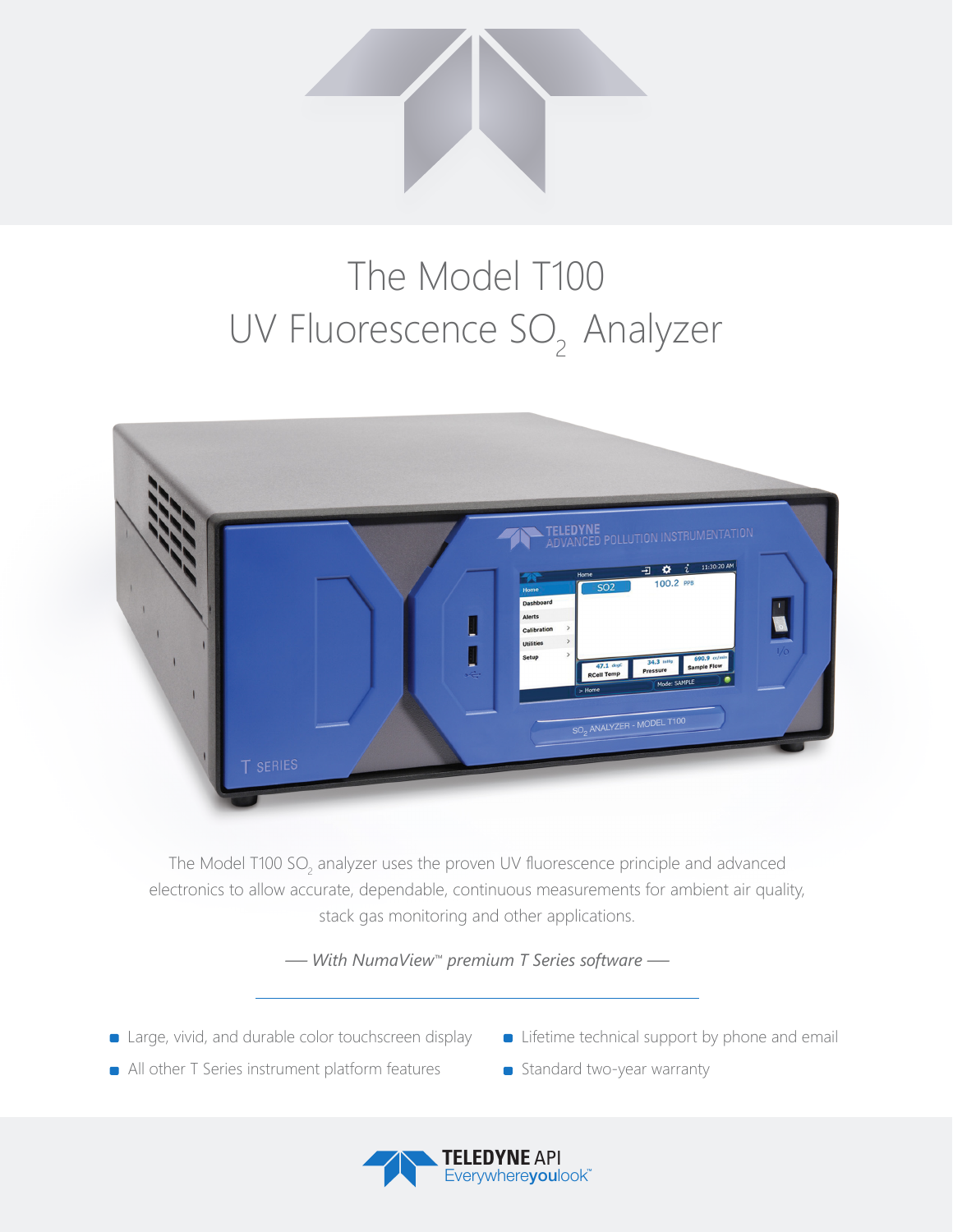# The Model T100
# UV Fluorescence $SO_2$ Analyzer

The Model T100 $SO_2$ analyzer uses the proven UV fluorescence principle and advanced electronics to allow accurate, dependable, continuous measurements for ambient air quality, stack gas monitoring and other applications.

*— With NumaView™ premium T Series software —*

- Large, vivid, and durable color touchscreen display
- All other T Series instrument platform features
- Lifetime technical support by phone and email
- Standard two-year warranty

**TELEDYNE** API
Everywhere**you**look™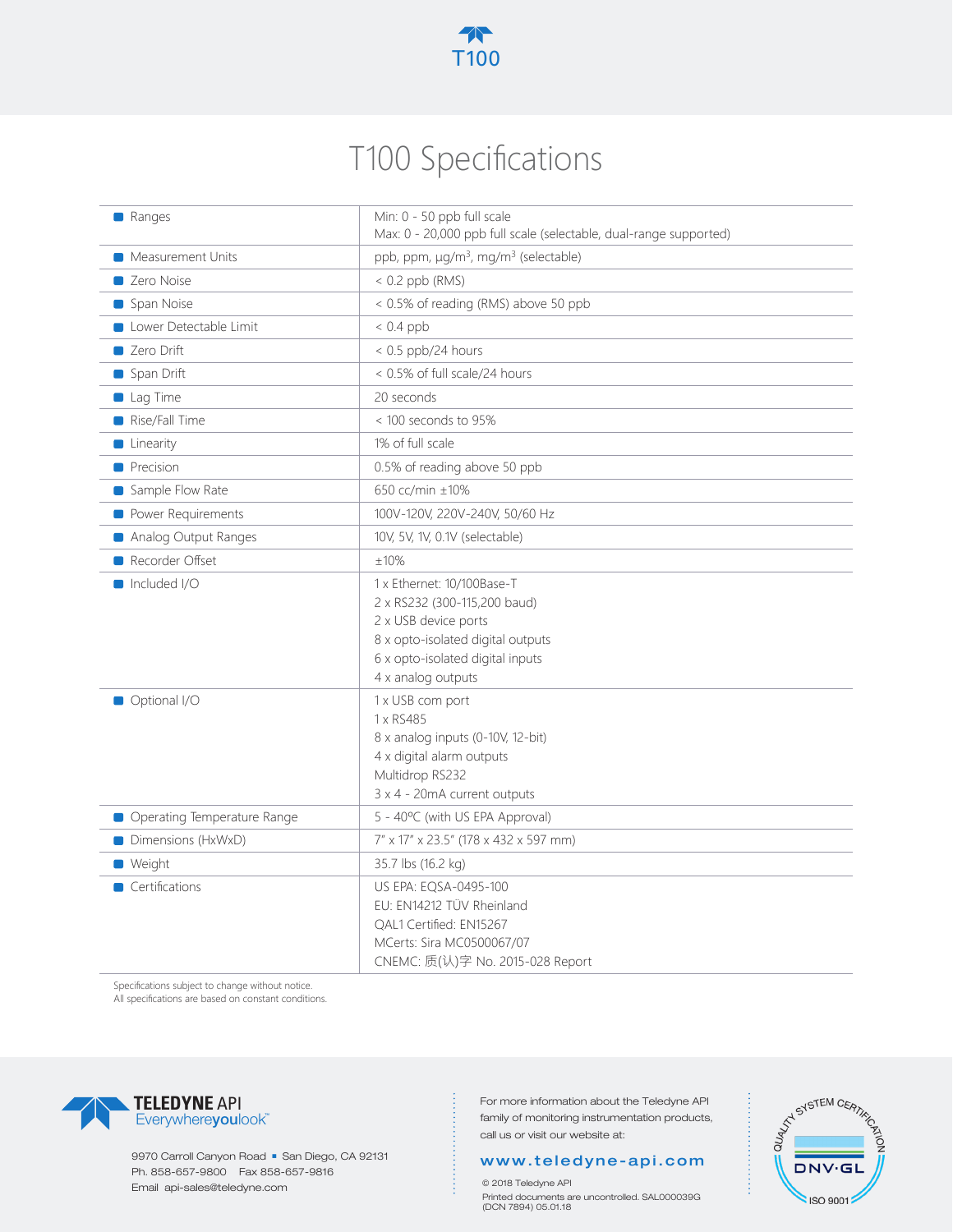# T100 Specifications

| | |
|---|---|
| Ranges | Min: 0 - 50 ppb full scale<br>Max: 0 - 20,000 ppb full scale (selectable, dual-range supported) |
| Measurement Units | ppb, ppm, µg/m$^3$, mg/m$^3$ (selectable) |
| Zero Noise | < 0.2 ppb (RMS) |
| Span Noise | < 0.5% of reading (RMS) above 50 ppb |
| Lower Detectable Limit | < 0.4 ppb |
| Zero Drift | < 0.5 ppb/24 hours |
| Span Drift | < 0.5% of full scale/24 hours |
| Lag Time | 20 seconds |
| Rise/Fall Time | < 100 seconds to 95% |
| Linearity | 1% of full scale |
| Precision | 0.5% of reading above 50 ppb |
| Sample Flow Rate | 650 cc/min ±10% |
| Power Requirements | 100V-120V, 220V-240V, 50/60 Hz |
| Analog Output Ranges | 10V, 5V, 1V, 0.1V (selectable) |
| Recorder Offset | ±10% |
| Included I/O | 1 x Ethernet: 10/100Base-T<br>2 x RS232 (300-115,200 baud)<br>2 x USB device ports<br>8 x opto-isolated digital outputs<br>6 x opto-isolated digital inputs<br>4 x analog outputs |
| Optional I/O | 1 x USB com port<br>1 x RS485<br>8 x analog inputs (0-10V, 12-bit)<br>4 x digital alarm outputs<br>Multidrop RS232<br>3 x 4 - 20mA current outputs |
| Operating Temperature Range | 5 - 40ºC (with US EPA Approval) |
| Dimensions (HxWxD) | 7" x 17" x 23.5" (178 x 432 x 597 mm) |
| Weight | 35.7 lbs (16.2 kg) |
| Certifications | US EPA: EQSA-0495-100<br>EU: EN14212 TÜV Rheinland<br>QAL1 Certified: EN15267<br>MCerts: Sira MC0500067/07<br>CNEMC: 质(认)字 No. 2015-028 Report |

Specifications subject to change without notice.
All specifications are based on constant conditions.

**TELEDYNE API**
Everywhereyoulook™

9970 Carroll Canyon Road ▪ San Diego, CA 92131
Ph. 858-657-9800 Fax 858-657-9816
Email api-sales@teledyne.com

For more information about the Teledyne API family of monitoring instrumentation products, call us or visit our website at:

**www.teledyne-api.com**

© 2018 Teledyne API
Printed documents are uncontrolled. SAL000039G
(DCN 7894) 05.01.18

QUALITY SYSTEM CERTIFICATION
DNV·GL
ISO 9001